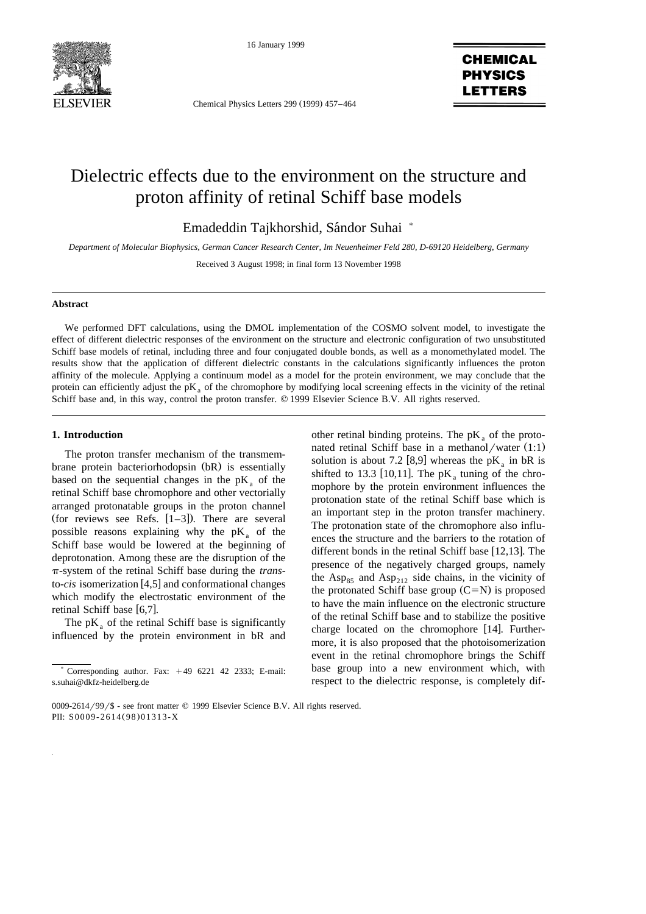# Dielectric effects due to the environment on the structure and proton affinity of retinal Schiff base models

Emadeddin Tajkhorshid, Sándor Suhai *

*Department of Molecular Biophysics, German Cancer Research Center, Im Neuenheimer Feld 280, D-69120 Heidelberg, Germany*

Received 3 August 1998; in final form 13 November 1998

### Abstract

We performed DFT calculations, using the DMOL implementation of the COSMO solvent model, to investigate the effect of different dielectric responses of the environment on the structure and electronic configuration of two unsubstituted Schiff base models of retinal, including three and four conjugated double bonds, as well as a monomethylated model. The results show that the application of different dielectric constants in the calculations significantly influences the proton affinity of the molecule. Applying a continuum model as a model for the protein environment, we may conclude that the protein can efficiently adjust the $pK_a$ of the chromophore by modifying local screening effects in the vicinity of the retinal Schiff base and, in this way, control the proton transfer. © 1999 Elsevier Science B.V. All rights reserved.

## 1. Introduction

The proton transfer mechanism of the transmembrane protein bacteriorhodopsin (bR) is essentially based on the sequential changes in the $pK_a$ of the retinal Schiff base chromophore and other vectorially arranged protonatable groups in the proton channel (for reviews see Refs. [1–3]). There are several possible reasons explaining why the $pK_a$ of the Schiff base would be lowered at the beginning of deprotonation. Among these are the disruption of the π-system of the retinal Schiff base during the *trans*-to-*cis* isomerization [4,5] and conformational changes which modify the electrostatic environment of the retinal Schiff base [6,7].

The $pK_a$ of the retinal Schiff base is significantly influenced by the protein environment in bR and other retinal binding proteins. The $pK_a$ of the protonated retinal Schiff base in a methanol/water (1:1) solution is about 7.2 [8,9] whereas the $pK_a$ in bR is shifted to 13.3 [10,11]. The $pK_a$ tuning of the chromophore by the protein environment influences the protonation state of the retinal Schiff base which is an important step in the proton transfer machinery. The protonation state of the chromophore also influences the structure and the barriers to the rotation of different bonds in the retinal Schiff base [12,13]. The presence of the negatively charged groups, namely the $Asp_{85}$ and $Asp_{212}$ side chains, in the vicinity of the protonated Schiff base group (C=N) is proposed to have the main influence on the electronic structure of the retinal Schiff base and to stabilize the positive charge located on the chromophore [14]. Furthermore, it is also proposed that the photoisomerization event in the retinal chromophore brings the Schiff base group into a new environment which, with respect to the dielectric response, is completely dif-

* Corresponding author. Fax: +49 6221 42 2333; E-mail: s.suhai@dkfz-heidelberg.de

0009-2614/99/$ - see front matter © 1999 Elsevier Science B.V. All rights reserved.
PII: S0009-2614(98)01313-X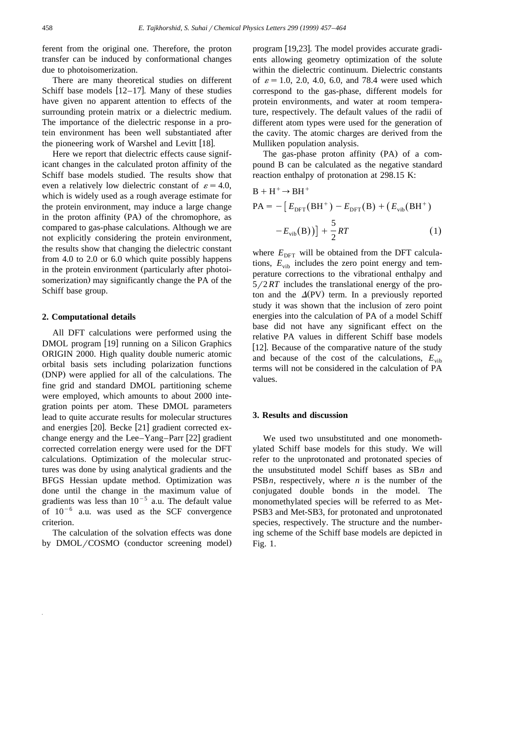ferent from the original one. Therefore, the proton transfer can be induced by conformational changes due to photoisomerization.

There are many theoretical studies on different Schiff base models [12–17]. Many of these studies have given no apparent attention to effects of the surrounding protein matrix or a dielectric medium. The importance of the dielectric response in a protein environment has been well substantiated after the pioneering work of Warshel and Levitt [18].

Here we report that dielectric effects cause significant changes in the calculated proton affinity of the Schiff base models studied. The results show that even a relatively low dielectric constant of $\varepsilon = 4.0$, which is widely used as a rough average estimate for the protein environment, may induce a large change in the proton affinity (PA) of the chromophore, as compared to gas-phase calculations. Although we are not explicitly considering the protein environment, the results show that changing the dielectric constant from 4.0 to 2.0 or 6.0 which quite possibly happens in the protein environment (particularly after photoisomerization) may significantly change the PA of the Schiff base group.

## 2. Computational details

All DFT calculations were performed using the DMOL program [19] running on a Silicon Graphics ORIGIN 2000. High quality double numeric atomic orbital basis sets including polarization functions (DNP) were applied for all of the calculations. The fine grid and standard DMOL partitioning scheme were employed, which amounts to about 2000 integration points per atom. These DMOL parameters lead to quite accurate results for molecular structures and energies [20]. Becke [21] gradient corrected exchange energy and the Lee–Yang–Parr [22] gradient corrected correlation energy were used for the DFT calculations. Optimization of the molecular structures was done by using analytical gradients and the BFGS Hessian update method. Optimization was done until the change in the maximum value of gradients was less than $10^{-5}$ a.u. The default value of $10^{-6}$ a.u. was used as the SCF convergence criterion.

The calculation of the solvation effects was done by DMOL/COSMO (conductor screening model) program [19,23]. The model provides accurate gradients allowing geometry optimization of the solute within the dielectric continuum. Dielectric constants of $\varepsilon = 1.0$, 2.0, 4.0, 6.0, and 78.4 were used which correspond to the gas-phase, different models for protein environments, and water at room temperature, respectively. The default values of the radii of different atom types were used for the generation of the cavity. The atomic charges are derived from the Mulliken population analysis.

The gas-phase proton affinity (PA) of a compound B can be calculated as the negative standard reaction enthalpy of protonation at 298.15 K:

$$\mathrm{B} + \mathrm{H}^+ \rightarrow \mathrm{BH}^+$$

$$\mathrm{PA} = -\left[E_{\mathrm{DFT}}(\mathrm{BH}^+) - E_{\mathrm{DFT}}(\mathrm{B}) + \left(E_{\mathrm{vib}}(\mathrm{BH}^+) - E_{\mathrm{vib}}(\mathrm{B})\right)\right] + \frac{5}{2}RT \qquad (1)$$

where $E_{\mathrm{DFT}}$ will be obtained from the DFT calculations, $E_{\mathrm{vib}}$ includes the zero point energy and temperature corrections to the vibrational enthalpy and $5/2\,RT$ includes the translational energy of the proton and the $\Delta(PV)$ term. In a previously reported study it was shown that the inclusion of zero point energies into the calculation of PA of a model Schiff base did not have any significant effect on the relative PA values in different Schiff base models [12]. Because of the comparative nature of the study and because of the cost of the calculations, $E_{\mathrm{vib}}$ terms will not be considered in the calculation of PA values.

## 3. Results and discussion

We used two unsubstituted and one monomethylated Schiff base models for this study. We will refer to the unprotonated and protonated species of the unsubstituted model Schiff bases as SB*n* and PSB*n*, respectively, where *n* is the number of the conjugated double bonds in the model. The monomethylated species will be referred to as Met-PSB3 and Met-SB3, for protonated and unprotonated species, respectively. The structure and the numbering scheme of the Schiff base models are depicted in Fig. 1.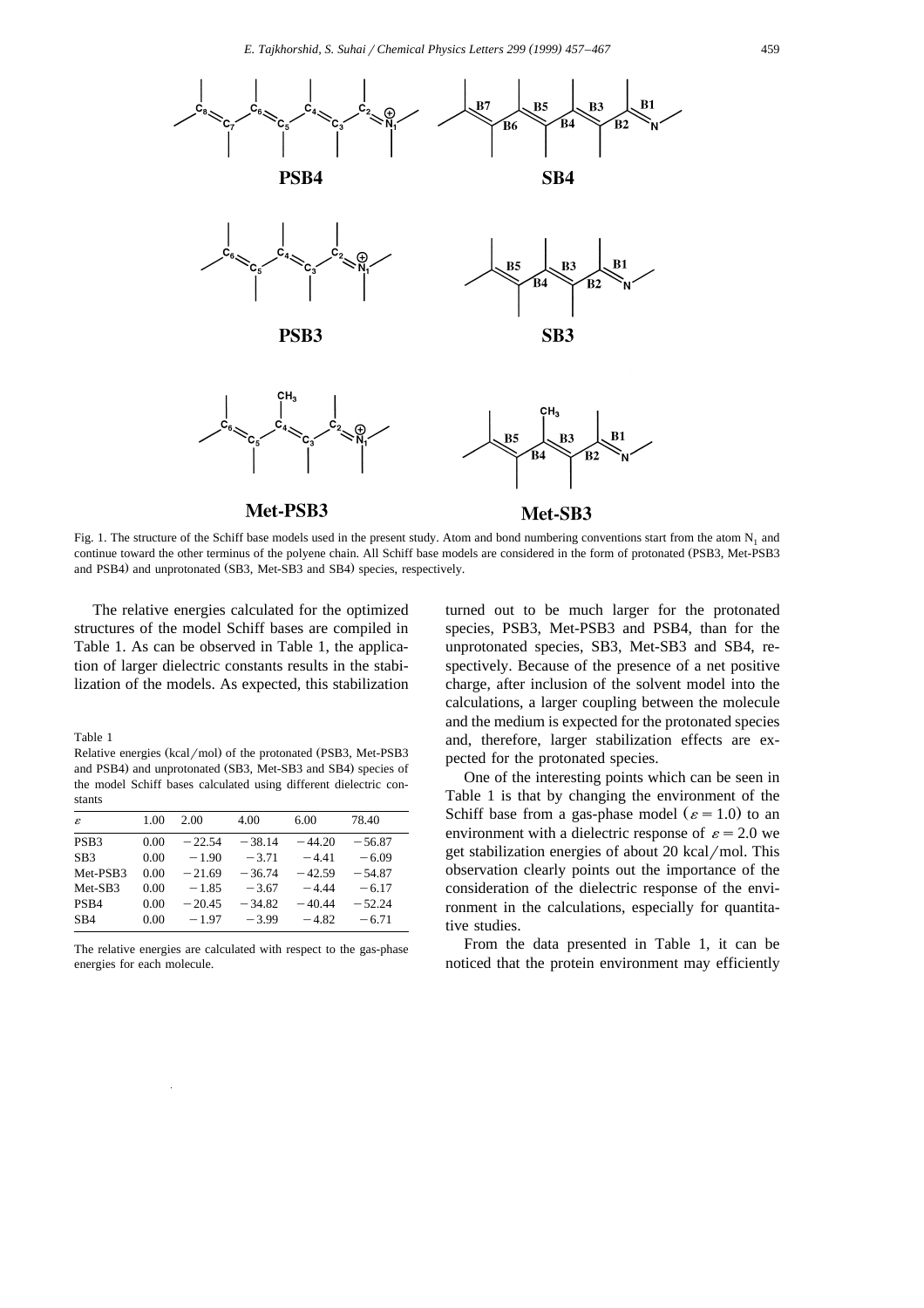Fig. 1. The structure of the Schiff base models used in the present study. Atom and bond numbering conventions start from the atom $N_1$ and continue toward the other terminus of the polyene chain. All Schiff base models are considered in the form of protonated (PSB3, Met-PSB3 and PSB4) and unprotonated (SB3, Met-SB3 and SB4) species, respectively.

The relative energies calculated for the optimized structures of the model Schiff bases are compiled in Table 1. As can be observed in Table 1, the application of larger dielectric constants results in the stabilization of the models. As expected, this stabilization turned out to be much larger for the protonated species, PSB3, Met-PSB3 and PSB4, than for the unprotonated species, SB3, Met-SB3 and SB4, respectively. Because of the presence of a net positive charge, after inclusion of the solvent model into the calculations, a larger coupling between the molecule and the medium is expected for the protonated species and, therefore, larger stabilization effects are expected for the protonated species.

Table 1
Relative energies (kcal/mol) of the protonated (PSB3, Met-PSB3 and PSB4) and unprotonated (SB3, Met-SB3 and SB4) species of the model Schiff bases calculated using different dielectric constants

| $\varepsilon$ | 1.00 | 2.00 | 4.00 | 6.00 | 78.40 |
|---|---|---|---|---|---|
| PSB3 | 0.00 | −22.54 | −38.14 | −44.20 | −56.87 |
| SB3 | 0.00 | −1.90 | −3.71 | −4.41 | −6.09 |
| Met-PSB3 | 0.00 | −21.69 | −36.74 | −42.59 | −54.87 |
| Met-SB3 | 0.00 | −1.85 | −3.67 | −4.44 | −6.17 |
| PSB4 | 0.00 | −20.45 | −34.82 | −40.44 | −52.24 |
| SB4 | 0.00 | −1.97 | −3.99 | −4.82 | −6.71 |

The relative energies are calculated with respect to the gas-phase energies for each molecule.

One of the interesting points which can be seen in Table 1 is that by changing the environment of the Schiff base from a gas-phase model ($\varepsilon = 1.0$) to an environment with a dielectric response of $\varepsilon = 2.0$ we get stabilization energies of about 20 kcal/mol. This observation clearly points out the importance of the consideration of the dielectric response of the environment in the calculations, especially for quantitative studies.

From the data presented in Table 1, it can be noticed that the protein environment may efficiently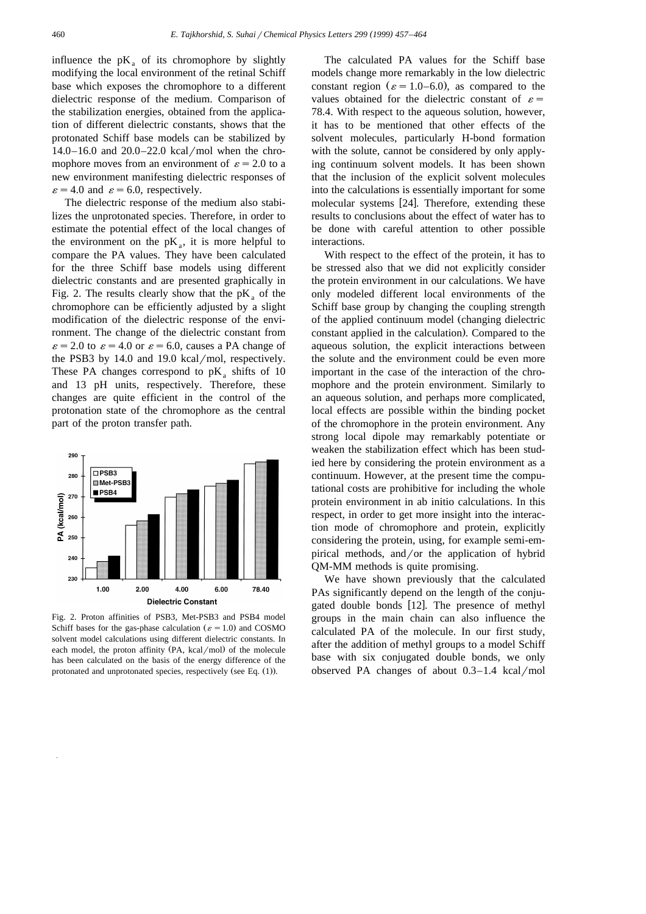influence the $pK_a$ of its chromophore by slightly modifying the local environment of the retinal Schiff base which exposes the chromophore to a different dielectric response of the medium. Comparison of the stabilization energies, obtained from the application of different dielectric constants, shows that the protonated Schiff base models can be stabilized by 14.0–16.0 and 20.0–22.0 kcal/mol when the chromophore moves from an environment of $\varepsilon = 2.0$ to a new environment manifesting dielectric responses of $\varepsilon = 4.0$ and $\varepsilon = 6.0$, respectively.

The dielectric response of the medium also stabilizes the unprotonated species. Therefore, in order to estimate the potential effect of the local changes of the environment on the $pK_a$, it is more helpful to compare the PA values. They have been calculated for the three Schiff base models using different dielectric constants and are presented graphically in Fig. 2. The results clearly show that the $pK_a$ of the chromophore can be efficiently adjusted by a slight modification of the dielectric response of the environment. The change of the dielectric constant from $\varepsilon = 2.0$ to $\varepsilon = 4.0$ or $\varepsilon = 6.0$, causes a PA change of the PSB3 by 14.0 and 19.0 kcal/mol, respectively. These PA changes correspond to $pK_a$ shifts of 10 and 13 pH units, respectively. Therefore, these changes are quite efficient in the control of the protonation state of the chromophore as the central part of the proton transfer path.

Fig. 2. Proton affinities of PSB3, Met-PSB3 and PSB4 model Schiff bases for the gas-phase calculation ($\varepsilon = 1.0$) and COSMO solvent model calculations using different dielectric constants. In each model, the proton affinity (PA, kcal/mol) of the molecule has been calculated on the basis of the energy difference of the protonated and unprotonated species, respectively (see Eq. (1)).

The calculated PA values for the Schiff base models change more remarkably in the low dielectric constant region ($\varepsilon = 1.0$–$6.0$), as compared to the values obtained for the dielectric constant of $\varepsilon = 78.4$. With respect to the aqueous solution, however, it has to be mentioned that other effects of the solvent molecules, particularly H-bond formation with the solute, cannot be considered by only applying continuum solvent models. It has been shown that the inclusion of the explicit solvent molecules into the calculations is essentially important for some molecular systems [24]. Therefore, extending these results to conclusions about the effect of water has to be done with careful attention to other possible interactions.

With respect to the effect of the protein, it has to be stressed also that we did not explicitly consider the protein environment in our calculations. We have only modeled different local environments of the Schiff base group by changing the coupling strength of the applied continuum model (changing dielectric constant applied in the calculation). Compared to the aqueous solution, the explicit interactions between the solute and the environment could be even more important in the case of the interaction of the chromophore and the protein environment. Similarly to an aqueous solution, and perhaps more complicated, local effects are possible within the binding pocket of the chromophore in the protein environment. Any strong local dipole may remarkably potentiate or weaken the stabilization effect which has been studied here by considering the protein environment as a continuum. However, at the present time the computational costs are prohibitive for including the whole protein environment in ab initio calculations. In this respect, in order to get more insight into the interaction mode of chromophore and protein, explicitly considering the protein, using, for example semi-empirical methods, and/or the application of hybrid QM-MM methods is quite promising.

We have shown previously that the calculated PAs significantly depend on the length of the conjugated double bonds [12]. The presence of methyl groups in the main chain can also influence the calculated PA of the molecule. In our first study, after the addition of methyl groups to a model Schiff base with six conjugated double bonds, we only observed PA changes of about 0.3–1.4 kcal/mol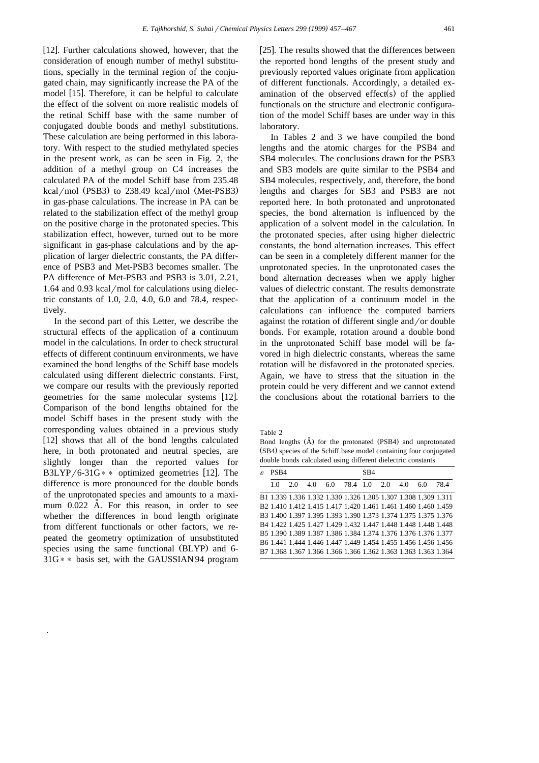[12]. Further calculations showed, however, that the consideration of enough number of methyl substitutions, specially in the terminal region of the conjugated chain, may significantly increase the PA of the model [15]. Therefore, it can be helpful to calculate the effect of the solvent on more realistic models of the retinal Schiff base with the same number of conjugated double bonds and methyl substitutions. These calculation are being performed in this laboratory. With respect to the studied methylated species in the present work, as can be seen in Fig. 2, the addition of a methyl group on C4 increases the calculated PA of the model Schiff base from 235.48 kcal/mol (PSB3) to 238.49 kcal/mol (Met-PSB3) in gas-phase calculations. The increase in PA can be related to the stabilization effect of the methyl group on the positive charge in the protonated species. This stabilization effect, however, turned out to be more significant in gas-phase calculations and by the application of larger dielectric constants, the PA difference of PSB3 and Met-PSB3 becomes smaller. The PA difference of Met-PSB3 and PSB3 is 3.01, 2.21, 1.64 and 0.93 kcal/mol for calculations using dielectric constants of 1.0, 2.0, 4.0, 6.0 and 78.4, respectively.

In the second part of this Letter, we describe the structural effects of the application of a continuum model in the calculations. In order to check structural effects of different continuum environments, we have examined the bond lengths of the Schiff base models calculated using different dielectric constants. First, we compare our results with the previously reported geometries for the same molecular systems [12]. Comparison of the bond lengths obtained for the model Schiff bases in the present study with the corresponding values obtained in a previous study [12] shows that all of the bond lengths calculated here, in both protonated and neutral species, are slightly longer than the reported values for B3LYP/6-31G** optimized geometries [12]. The difference is more pronounced for the double bonds of the unprotonated species and amounts to a maximum 0.022 Å. For this reason, in order to see whether the differences in bond length originate from different functionals or other factors, we repeated the geometry optimization of unsubstituted species using the same functional (BLYP) and 6-31G** basis set, with the GAUSSIAN94 program [25]. The results showed that the differences between the reported bond lengths of the present study and previously reported values originate from application of different functionals. Accordingly, a detailed examination of the observed effect(s) of the applied functionals on the structure and electronic configuration of the model Schiff bases are under way in this laboratory.

In Tables 2 and 3 we have compiled the bond lengths and the atomic charges for the PSB4 and SB4 molecules. The conclusions drawn for the PSB3 and SB3 models are quite similar to the PSB4 and SB4 molecules, respectively, and, therefore, the bond lengths and charges for SB3 and PSB3 are not reported here. In both protonated and unprotonated species, the bond alternation is influenced by the application of a solvent model in the calculation. In the protonated species, after using higher dielectric constants, the bond alternation increases. This effect can be seen in a completely different manner for the unprotonated species. In the unprotonated cases the bond alternation decreases when we apply higher values of dielectric constant. The results demonstrate that the application of a continuum model in the calculations can influence the computed barriers against the rotation of different single and/or double bonds. For example, rotation around a double bond in the unprotonated Schiff base model will be favored in high dielectric constants, whereas the same rotation will be disfavored in the protonated species. Again, we have to stress that the situation in the protein could be very different and we cannot extend the conclusions about the rotational barriers to the

Table 2
Bond lengths (Å) for the protonated (PSB4) and unprotonated (SB4) species of the Schiff base model containing four conjugated double bonds calculated using different dielectric constants

| $\varepsilon$ | PSB4 | | | | | SB4 | | | | |
|---|---|---|---|---|---|---|---|---|---|---|
| | 1.0 | 2.0 | 4.0 | 6.0 | 78.4 | 1.0 | 2.0 | 4.0 | 6.0 | 78.4 |
| B1 | 1.339 | 1.336 | 1.332 | 1.330 | 1.326 | 1.305 | 1.307 | 1.308 | 1.309 | 1.311 |
| B2 | 1.410 | 1.412 | 1.415 | 1.417 | 1.420 | 1.461 | 1.461 | 1.460 | 1.460 | 1.459 |
| B3 | 1.400 | 1.397 | 1.395 | 1.393 | 1.390 | 1.373 | 1.374 | 1.375 | 1.375 | 1.376 |
| B4 | 1.422 | 1.425 | 1.427 | 1.429 | 1.432 | 1.447 | 1.448 | 1.448 | 1.448 | 1.448 |
| B5 | 1.390 | 1.389 | 1.387 | 1.386 | 1.384 | 1.374 | 1.376 | 1.376 | 1.376 | 1.377 |
| B6 | 1.441 | 1.444 | 1.446 | 1.447 | 1.449 | 1.454 | 1.455 | 1.456 | 1.456 | 1.456 |
| B7 | 1.368 | 1.367 | 1.366 | 1.366 | 1.366 | 1.362 | 1.363 | 1.363 | 1.363 | 1.364 |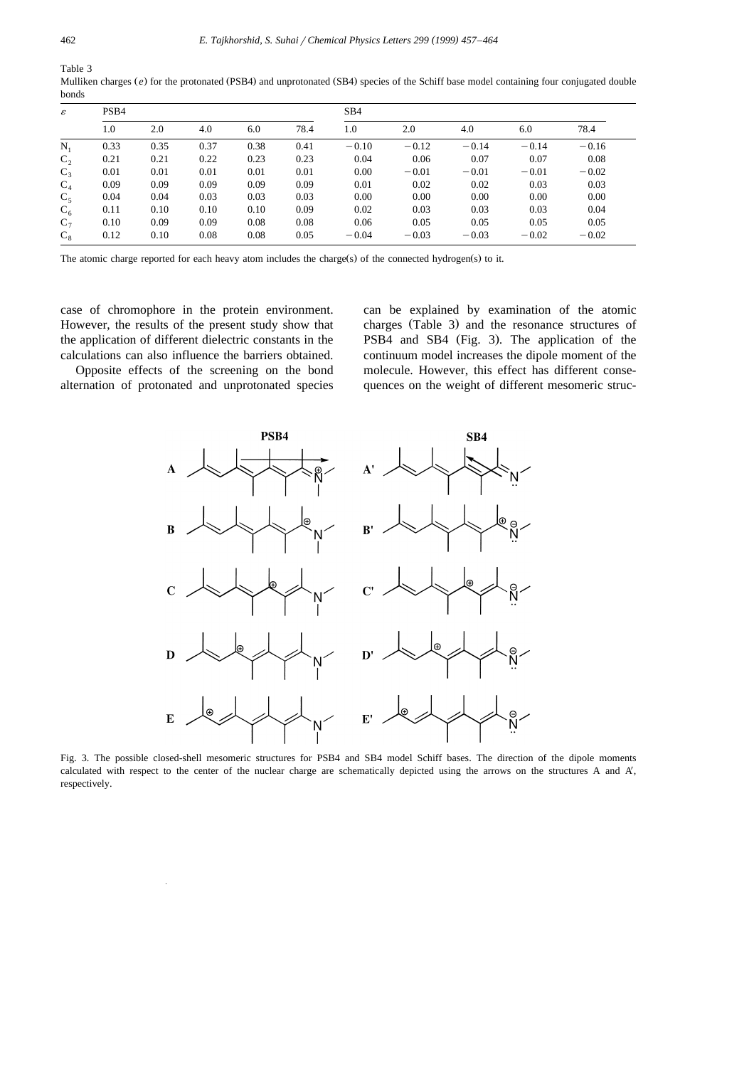Table 3
Mulliken charges ($e$) for the protonated (PSB4) and unprotonated (SB4) species of the Schiff base model containing four conjugated double bonds

| $\varepsilon$ | PSB4 | | | | | SB4 | | | | |
|---|---|---|---|---|---|---|---|---|---|---|
| | 1.0 | 2.0 | 4.0 | 6.0 | 78.4 | 1.0 | 2.0 | 4.0 | 6.0 | 78.4 |
| $N_1$ | 0.33 | 0.35 | 0.37 | 0.38 | 0.41 | −0.10 | −0.12 | −0.14 | −0.14 | −0.16 |
| $C_2$ | 0.21 | 0.21 | 0.22 | 0.23 | 0.23 | 0.04 | 0.06 | 0.07 | 0.07 | 0.08 |
| $C_3$ | 0.01 | 0.01 | 0.01 | 0.01 | 0.01 | 0.00 | −0.01 | −0.01 | −0.01 | −0.02 |
| $C_4$ | 0.09 | 0.09 | 0.09 | 0.09 | 0.09 | 0.01 | 0.02 | 0.02 | 0.03 | 0.03 |
| $C_5$ | 0.04 | 0.04 | 0.03 | 0.03 | 0.03 | 0.00 | 0.00 | 0.00 | 0.00 | 0.00 |
| $C_6$ | 0.11 | 0.10 | 0.10 | 0.10 | 0.09 | 0.02 | 0.03 | 0.03 | 0.03 | 0.04 |
| $C_7$ | 0.10 | 0.09 | 0.09 | 0.08 | 0.08 | 0.06 | 0.05 | 0.05 | 0.05 | 0.05 |
| $C_8$ | 0.12 | 0.10 | 0.08 | 0.08 | 0.05 | −0.04 | −0.03 | −0.03 | −0.02 | −0.02 |

The atomic charge reported for each heavy atom includes the charge(s) of the connected hydrogen(s) to it.

case of chromophore in the protein environment. However, the results of the present study show that the application of different dielectric constants in the calculations can also influence the barriers obtained.

Opposite effects of the screening on the bond alternation of protonated and unprotonated species can be explained by examination of the atomic charges (Table 3) and the resonance structures of PSB4 and SB4 (Fig. 3). The application of the continuum model increases the dipole moment of the molecule. However, this effect has different consequences on the weight of different mesomeric struc-

Fig. 3. The possible closed-shell mesomeric structures for PSB4 and SB4 model Schiff bases. The direction of the dipole moments calculated with respect to the center of the nuclear charge are schematically depicted using the arrows on the structures A and A′, respectively.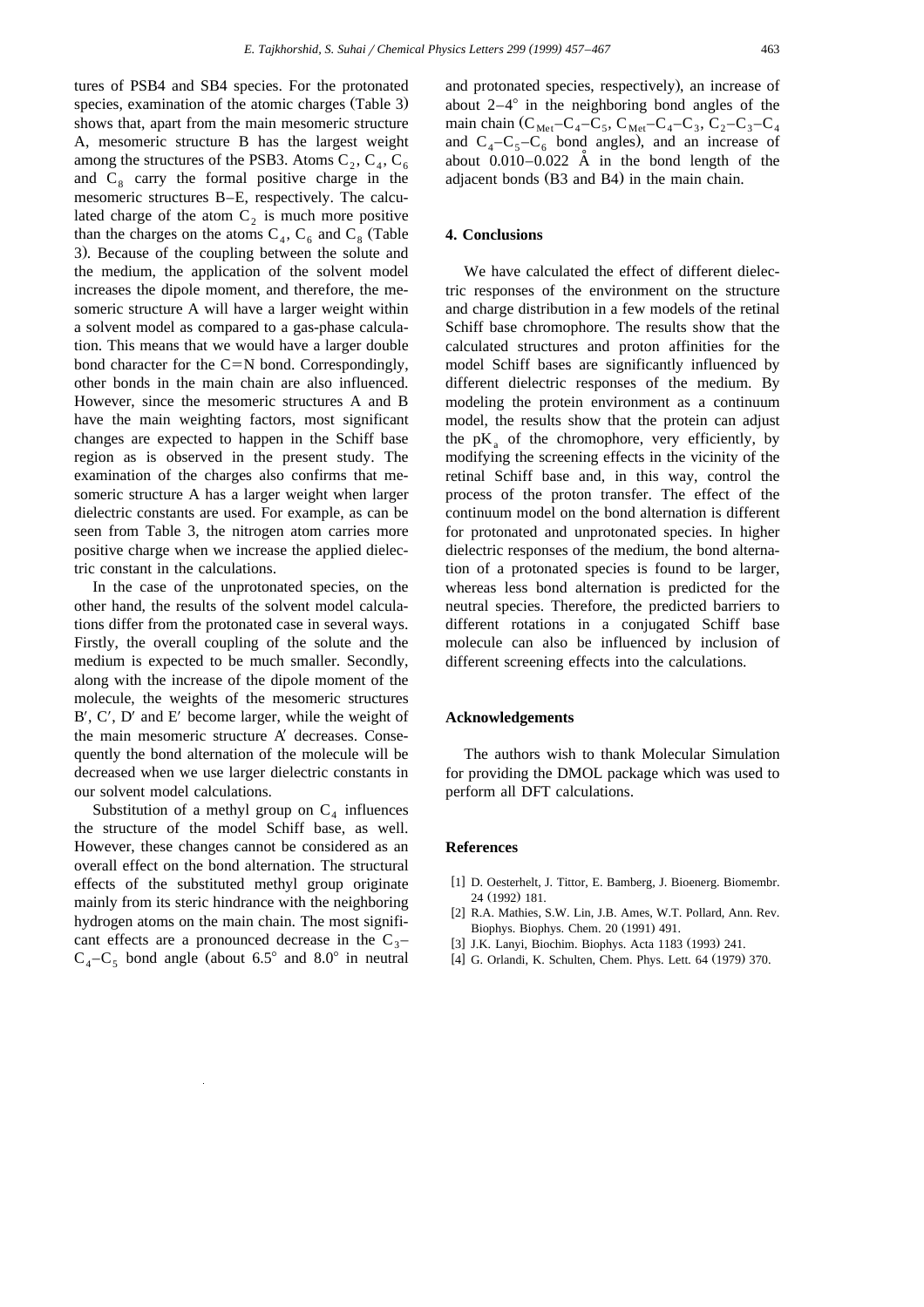tures of PSB4 and SB4 species. For the protonated species, examination of the atomic charges (Table 3) shows that, apart from the main mesomeric structure A, mesomeric structure B has the largest weight among the structures of the PSB3. Atoms $C_2$, $C_4$, $C_6$ and $C_8$ carry the formal positive charge in the mesomeric structures B–E, respectively. The calculated charge of the atom $C_2$ is much more positive than the charges on the atoms $C_4$, $C_6$ and $C_8$ (Table 3). Because of the coupling between the solute and the medium, the application of the solvent model increases the dipole moment, and therefore, the mesomeric structure A will have a larger weight within a solvent model as compared to a gas-phase calculation. This means that we would have a larger double bond character for the C=N bond. Correspondingly, other bonds in the main chain are also influenced. However, since the mesomeric structures A and B have the main weighting factors, most significant changes are expected to happen in the Schiff base region as is observed in the present study. The examination of the charges also confirms that mesomeric structure A has a larger weight when larger dielectric constants are used. For example, as can be seen from Table 3, the nitrogen atom carries more positive charge when we increase the applied dielectric constant in the calculations.

In the case of the unprotonated species, on the other hand, the results of the solvent model calculations differ from the protonated case in several ways. Firstly, the overall coupling of the solute and the medium is expected to be much smaller. Secondly, along with the increase of the dipole moment of the molecule, the weights of the mesomeric structures B′, C′, D′ and E′ become larger, while the weight of the main mesomeric structure A′ decreases. Consequently the bond alternation of the molecule will be decreased when we use larger dielectric constants in our solvent model calculations.

Substitution of a methyl group on $C_4$ influences the structure of the model Schiff base, as well. However, these changes cannot be considered as an overall effect on the bond alternation. The structural effects of the substituted methyl group originate mainly from its steric hindrance with the neighboring hydrogen atoms on the main chain. The most significant effects are a pronounced decrease in the $C_3$–$C_4$–$C_5$ bond angle (about 6.5° and 8.0° in neutral and protonated species, respectively), an increase of about 2–4° in the neighboring bond angles of the main chain ($C_{Met}$–$C_4$–$C_5$, $C_{Met}$–$C_4$–$C_3$, $C_2$–$C_3$–$C_4$ and $C_4$–$C_5$–$C_6$ bond angles), and an increase of about 0.010–0.022 Å in the bond length of the adjacent bonds (B3 and B4) in the main chain.

## 4. Conclusions

We have calculated the effect of different dielectric responses of the environment on the structure and charge distribution in a few models of the retinal Schiff base chromophore. The results show that the calculated structures and proton affinities for the model Schiff bases are significantly influenced by different dielectric responses of the medium. By modeling the protein environment as a continuum model, the results show that the protein can adjust the $pK_a$ of the chromophore, very efficiently, by modifying the screening effects in the vicinity of the retinal Schiff base and, in this way, control the process of the proton transfer. The effect of the continuum model on the bond alternation is different for protonated and unprotonated species. In higher dielectric responses of the medium, the bond alternation of a protonated species is found to be larger, whereas less bond alternation is predicted for the neutral species. Therefore, the predicted barriers to different rotations in a conjugated Schiff base molecule can also be influenced by inclusion of different screening effects into the calculations.

## Acknowledgements

The authors wish to thank Molecular Simulation for providing the DMOL package which was used to perform all DFT calculations.

## References

[1] D. Oesterhelt, J. Tittor, E. Bamberg, J. Bioenerg. Biomembr. 24 (1992) 181.

[2] R.A. Mathies, S.W. Lin, J.B. Ames, W.T. Pollard, Ann. Rev. Biophys. Biophys. Chem. 20 (1991) 491.

[3] J.K. Lanyi, Biochim. Biophys. Acta 1183 (1993) 241.

[4] G. Orlandi, K. Schulten, Chem. Phys. Lett. 64 (1979) 370.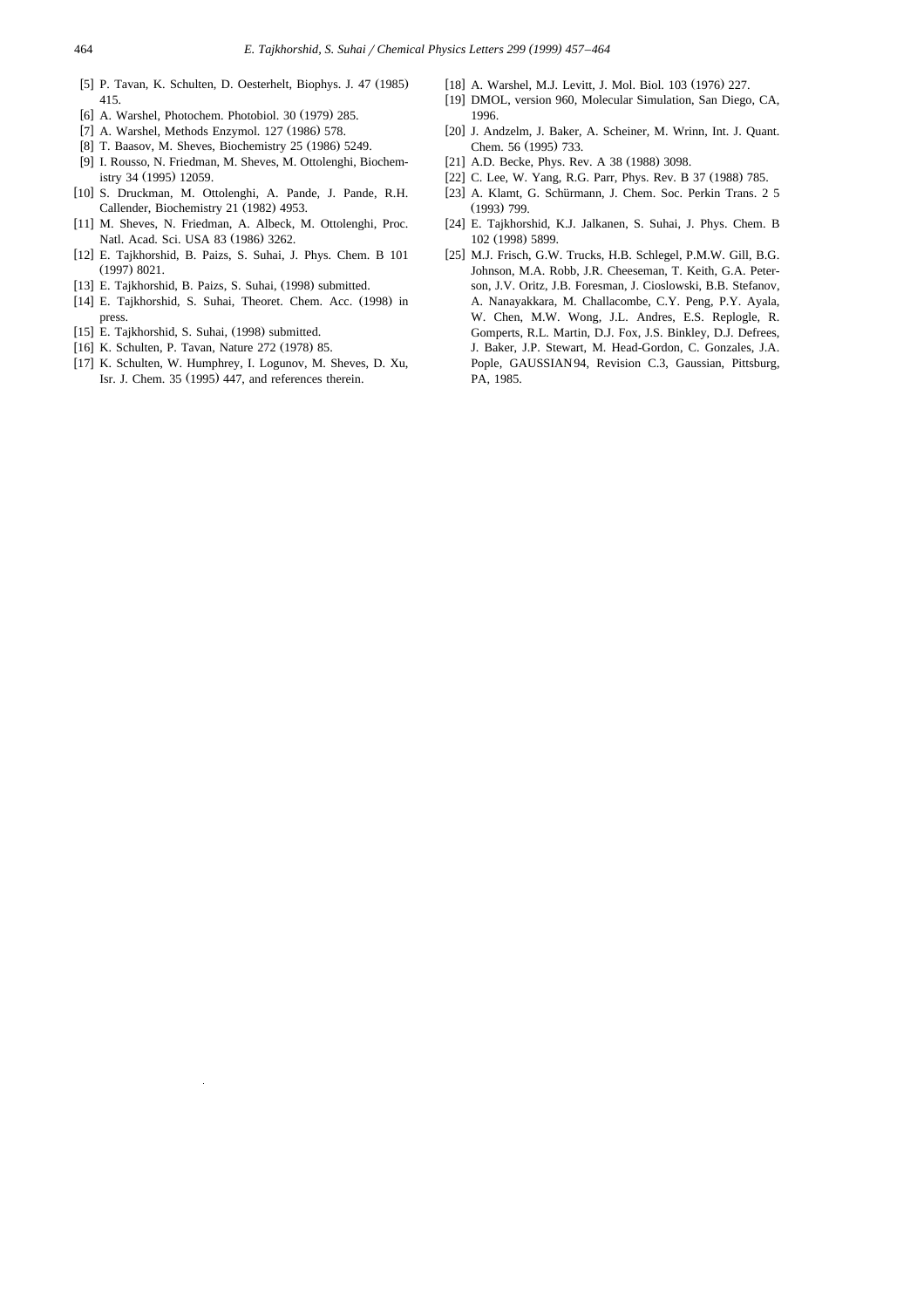[5] P. Tavan, K. Schulten, D. Oesterhelt, Biophys. J. 47 (1985) 415.

[6] A. Warshel, Photochem. Photobiol. 30 (1979) 285.

[7] A. Warshel, Methods Enzymol. 127 (1986) 578.

[8] T. Baasov, M. Sheves, Biochemistry 25 (1986) 5249.

[9] I. Rousso, N. Friedman, M. Sheves, M. Ottolenghi, Biochemistry 34 (1995) 12059.

[10] S. Druckman, M. Ottolenghi, A. Pande, J. Pande, R.H. Callender, Biochemistry 21 (1982) 4953.

[11] M. Sheves, N. Friedman, A. Albeck, M. Ottolenghi, Proc. Natl. Acad. Sci. USA 83 (1986) 3262.

[12] E. Tajkhorshid, B. Paizs, S. Suhai, J. Phys. Chem. B 101 (1997) 8021.

[13] E. Tajkhorshid, B. Paizs, S. Suhai, (1998) submitted.

[14] E. Tajkhorshid, S. Suhai, Theoret. Chem. Acc. (1998) in press.

[15] E. Tajkhorshid, S. Suhai, (1998) submitted.

[16] K. Schulten, P. Tavan, Nature 272 (1978) 85.

[17] K. Schulten, W. Humphrey, I. Logunov, M. Sheves, D. Xu, Isr. J. Chem. 35 (1995) 447, and references therein.

[18] A. Warshel, M.J. Levitt, J. Mol. Biol. 103 (1976) 227.

[19] DMOL, version 960, Molecular Simulation, San Diego, CA, 1996.

[20] J. Andzelm, J. Baker, A. Scheiner, M. Wrinn, Int. J. Quant. Chem. 56 (1995) 733.

[21] A.D. Becke, Phys. Rev. A 38 (1988) 3098.

[22] C. Lee, W. Yang, R.G. Parr, Phys. Rev. B 37 (1988) 785.

[23] A. Klamt, G. Schürmann, J. Chem. Soc. Perkin Trans. 2 5 (1993) 799.

[24] E. Tajkhorshid, K.J. Jalkanen, S. Suhai, J. Phys. Chem. B 102 (1998) 5899.

[25] M.J. Frisch, G.W. Trucks, H.B. Schlegel, P.M.W. Gill, B.G. Johnson, M.A. Robb, J.R. Cheeseman, T. Keith, G.A. Peterson, J.V. Oritz, J.B. Foresman, J. Cioslowski, B.B. Stefanov, A. Nanayakkara, M. Challacombe, C.Y. Peng, P.Y. Ayala, W. Chen, M.W. Wong, J.L. Andres, E.S. Replogle, R. Gomperts, R.L. Martin, D.J. Fox, J.S. Binkley, D.J. Defrees, J. Baker, J.P. Stewart, M. Head-Gordon, C. Gonzales, J.A. Pople, GAUSSIAN94, Revision C.3, Gaussian, Pittsburg, PA, 1985.